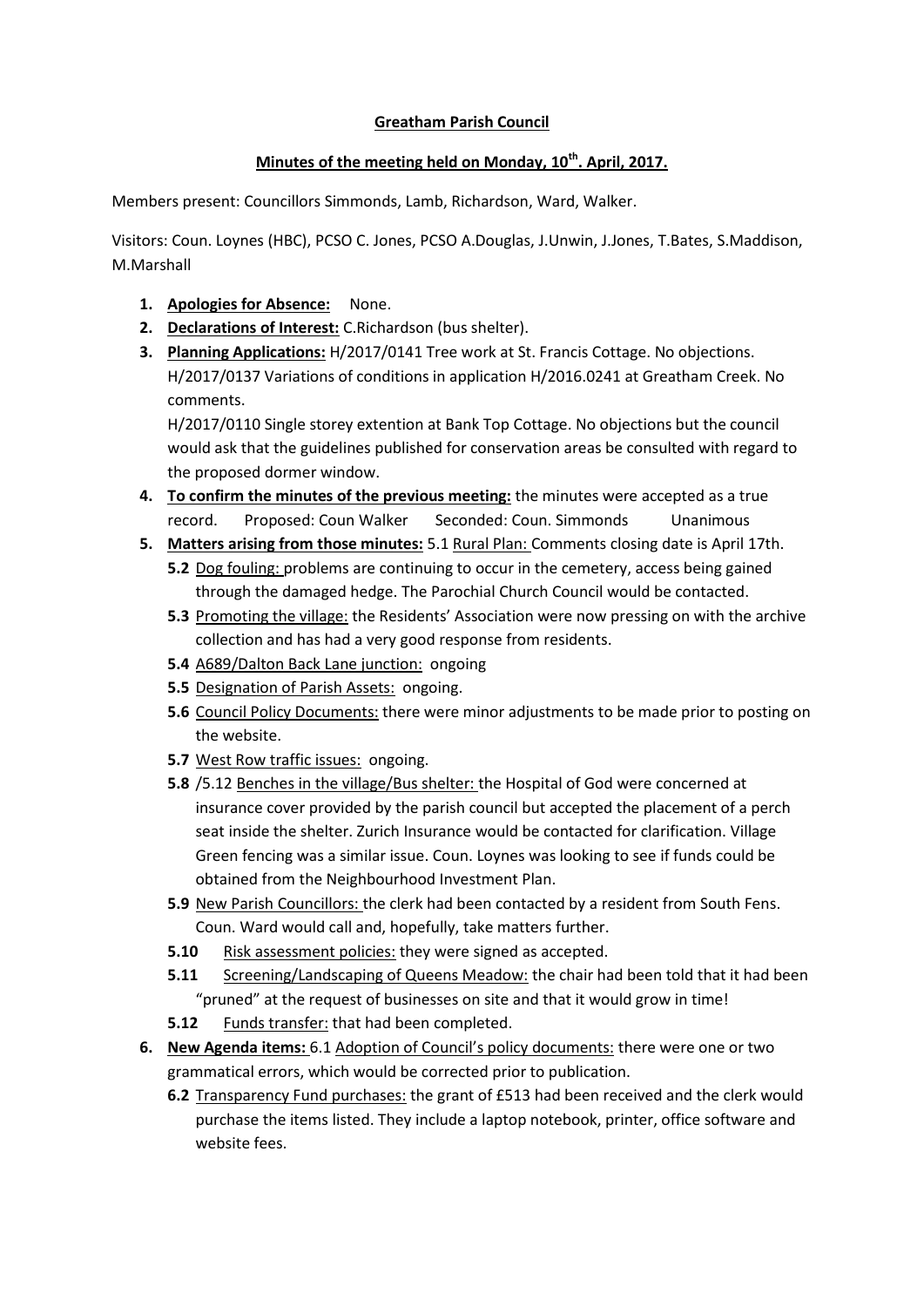**Greatham Parish Council**

**Minutes of the meeting held on Monday, 10th. April, 2017.**

Members present: Councillors Simmonds, Lamb, Richardson, Ward, Walker.

Visitors: Coun. Loynes (HBC), PCSO C. Jones, PCSO A.Douglas, J.Unwin, J.Jones, T.Bates, S.Maddison, M.Marshall

1. **Apologies for Absence:** None.
2. **Declarations of Interest:** C.Richardson (bus shelter).
3. **Planning Applications:** H/2017/0141 Tree work at St. Francis Cottage. No objections. H/2017/0137 Variations of conditions in application H/2016.0241 at Greatham Creek. No comments.

   H/2017/0110 Single storey extention at Bank Top Cottage. No objections but the council would ask that the guidelines published for conservation areas be consulted with regard to the proposed dormer window.
4. **To confirm the minutes of the previous meeting:** the minutes were accepted as a true record. Proposed: Coun Walker Seconded: Coun. Simmonds Unanimous
5. **Matters arising from those minutes:** 5.1 Rural Plan: Comments closing date is April 17th.
   - **5.2** Dog fouling: problems are continuing to occur in the cemetery, access being gained through the damaged hedge. The Parochial Church Council would be contacted.
   - **5.3** Promoting the village: the Residents' Association were now pressing on with the archive collection and has had a very good response from residents.
   - **5.4** A689/Dalton Back Lane junction: ongoing
   - **5.5** Designation of Parish Assets: ongoing.
   - **5.6** Council Policy Documents: there were minor adjustments to be made prior to posting on the website.
   - **5.7** West Row traffic issues: ongoing.
   - **5.8** /5.12 Benches in the village/Bus shelter: the Hospital of God were concerned at insurance cover provided by the parish council but accepted the placement of a perch seat inside the shelter. Zurich Insurance would be contacted for clarification. Village Green fencing was a similar issue. Coun. Loynes was looking to see if funds could be obtained from the Neighbourhood Investment Plan.
   - **5.9** New Parish Councillors: the clerk had been contacted by a resident from South Fens. Coun. Ward would call and, hopefully, take matters further.
   - **5.10** Risk assessment policies: they were signed as accepted.
   - **5.11** Screening/Landscaping of Queens Meadow: the chair had been told that it had been "pruned" at the request of businesses on site and that it would grow in time!
   - **5.12** Funds transfer: that had been completed.
6. **New Agenda items:** 6.1 Adoption of Council's policy documents: there were one or two grammatical errors, which would be corrected prior to publication.
   - **6.2** Transparency Fund purchases: the grant of £513 had been received and the clerk would purchase the items listed. They include a laptop notebook, printer, office software and website fees.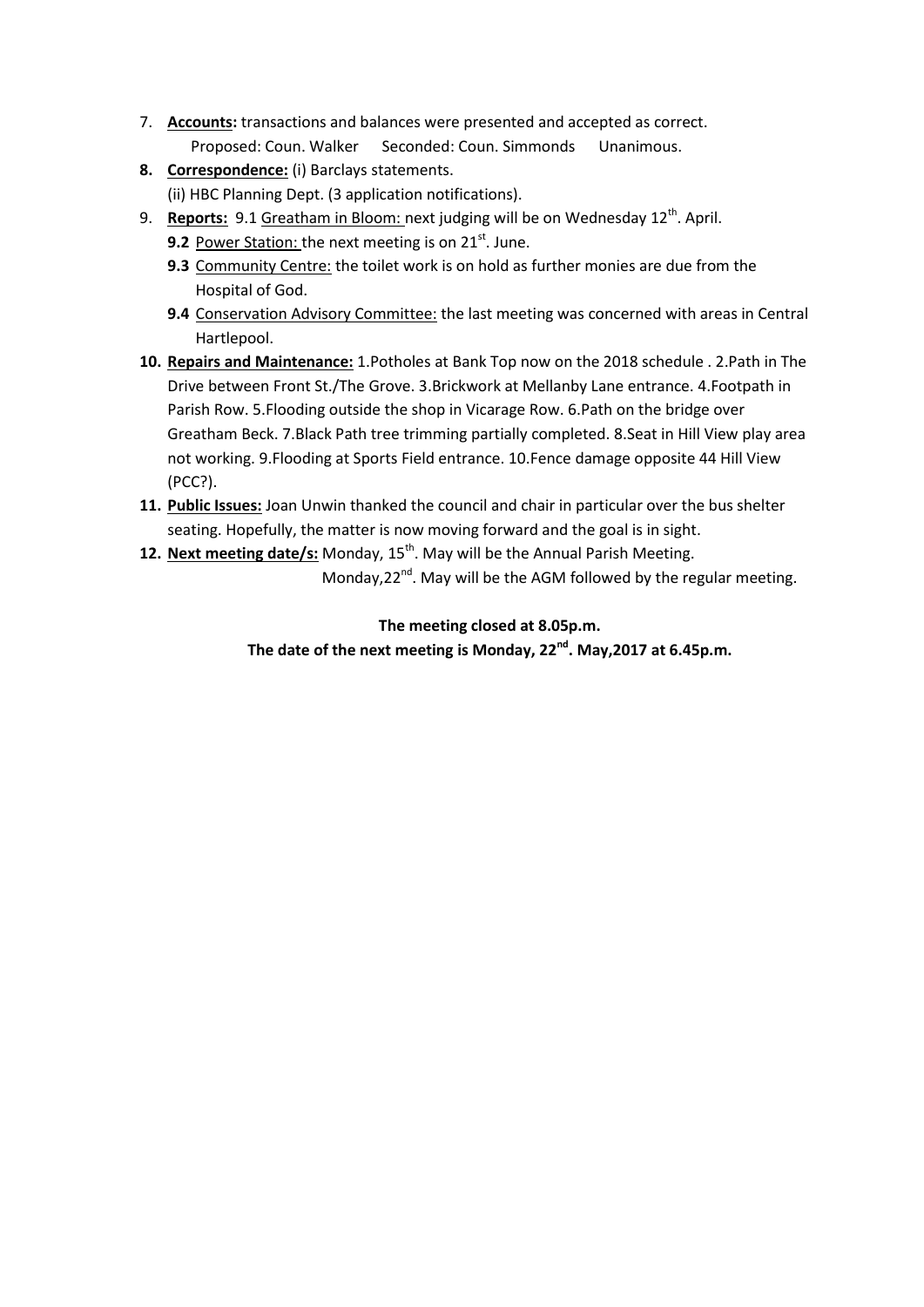7. **Accounts:** transactions and balances were presented and accepted as correct.
   Proposed: Coun. Walker   Seconded: Coun. Simmonds   Unanimous.
8. **Correspondence:** (i) Barclays statements.
   (ii) HBC Planning Dept. (3 application notifications).
9. **Reports:** 9.1 Greatham in Bloom: next judging will be on Wednesday 12th. April.
   **9.2** Power Station: the next meeting is on 21st. June.
   **9.3** Community Centre: the toilet work is on hold as further monies are due from the Hospital of God.
   **9.4** Conservation Advisory Committee: the last meeting was concerned with areas in Central Hartlepool.
10. **Repairs and Maintenance:** 1.Potholes at Bank Top now on the 2018 schedule . 2.Path in The Drive between Front St./The Grove. 3.Brickwork at Mellanby Lane entrance. 4.Footpath in Parish Row. 5.Flooding outside the shop in Vicarage Row. 6.Path on the bridge over Greatham Beck. 7.Black Path tree trimming partially completed. 8.Seat in Hill View play area not working. 9.Flooding at Sports Field entrance. 10.Fence damage opposite 44 Hill View (PCC?).
11. **Public Issues:** Joan Unwin thanked the council and chair in particular over the bus shelter seating. Hopefully, the matter is now moving forward and the goal is in sight.
12. **Next meeting date/s:** Monday, 15th. May will be the Annual Parish Meeting.
    Monday,22nd. May will be the AGM followed by the regular meeting.

**The meeting closed at 8.05p.m.**

**The date of the next meeting is Monday, 22nd. May,2017 at 6.45p.m.**